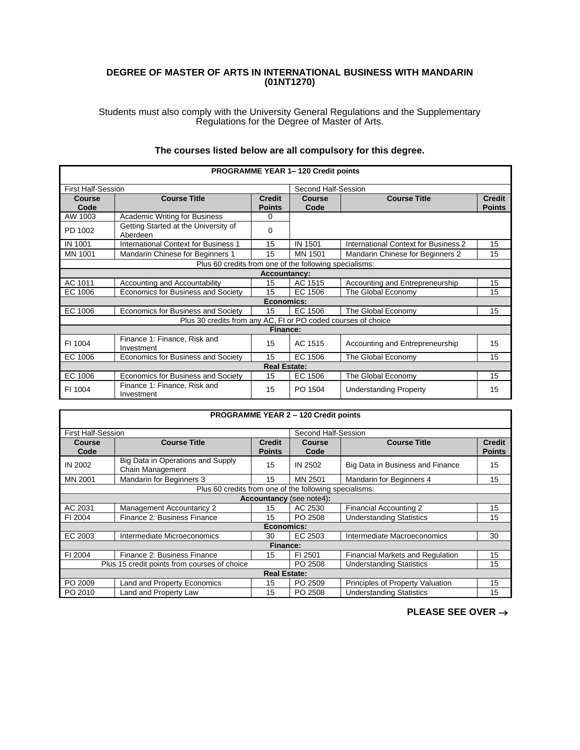# DEGREE OF MASTER OF ARTS IN INTERNATIONAL BUSINESS WITH MANDARIN (01NT1270)

Students must also comply with the University General Regulations and the Supplementary Regulations for the Degree of Master of Arts.

**The courses listed below are all compulsory for this degree.**

| **PROGRAMME YEAR 1– 120 Credit points** | | | | | |
|---|---|---|---|---|---|
| First Half-Session | | | Second Half-Session | | |
| **Course Code** | **Course Title** | **Credit Points** | **Course Code** | **Course Title** | **Credit Points** |
| AW 1003 | Academic Writing for Business | 0 | | | |
| PD 1002 | Getting Started at the University of Aberdeen | 0 | | | |
| IN 1001 | International Context for Business 1 | 15 | IN 1501 | International Context for Business 2 | 15 |
| MN 1001 | Mandarin Chinese for Beginners 1 | 15 | MN 1501 | Mandarin Chinese for Beginners 2 | 15 |
| Plus 60 credits from one of the following specialisms: | | | | | |
| **Accountancy:** | | | | | |
| AC 1011 | Accounting and Accountability | 15 | AC 1515 | Accounting and Entrepreneurship | 15 |
| EC 1006 | Economics for Business and Society | 15 | EC 1506 | The Global Economy | 15 |
| **Economics:** | | | | | |
| EC 1006 | Economics for Business and Society | 15 | EC 1506 | The Global Economy | 15 |
| Plus 30 credits from any AC, FI or PO coded courses of choice | | | | | |
| **Finance:** | | | | | |
| FI 1004 | Finance 1: Finance, Risk and Investment | 15 | AC 1515 | Accounting and Entrepreneurship | 15 |
| EC 1006 | Economics for Business and Society | 15 | EC 1506 | The Global Economy | 15 |
| **Real Estate:** | | | | | |
| EC 1006 | Economics for Business and Society | 15 | EC 1506 | The Global Economy | 15 |
| FI 1004 | Finance 1: Finance, Risk and Investment | 15 | PO 1504 | Understanding Property | 15 |

| **PROGRAMME YEAR 2 – 120 Credit points** | | | | | |
|---|---|---|---|---|---|
| First Half-Session | | | Second Half-Session | | |
| **Course Code** | **Course Title** | **Credit Points** | **Course Code** | **Course Title** | **Credit Points** |
| IN 2002 | Big Data in Operations and Supply Chain Management | 15 | IN 2502 | Big Data in Business and Finance | 15 |
| MN 2001 | Mandarin for Beginners 3 | 15 | MN 2501 | Mandarin for Beginners 4 | 15 |
| Plus 60 credits from one of the following specialisms: | | | | | |
| **Accountancy** (see note4)**:** | | | | | |
| AC 2031 | Management Accountancy 2 | 15 | AC 2530 | Financial Accounting 2 | 15 |
| FI 2004 | Finance 2: Business Finance | 15 | PO 2508 | Understanding Statistics | 15 |
| **Economics:** | | | | | |
| EC 2003 | Intermediate Microeconomics | 30 | EC 2503 | Intermediate Macroeconomics | 30 |
| **Finance:** | | | | | |
| FI 2004 | Finance 2: Business Finance | 15 | FI 2501 | Financial Markets and Regulation | 15 |
| Plus 15 credit points from courses of choice | | | PO 2508 | Understanding Statistics | 15 |
| **Real Estate:** | | | | | |
| PO 2009 | Land and Property Economics | 15 | PO 2509 | Principles of Property Valuation | 15 |
| PO 2010 | Land and Property Law | 15 | PO 2508 | Understanding Statistics | 15 |

**PLEASE SEE OVER →**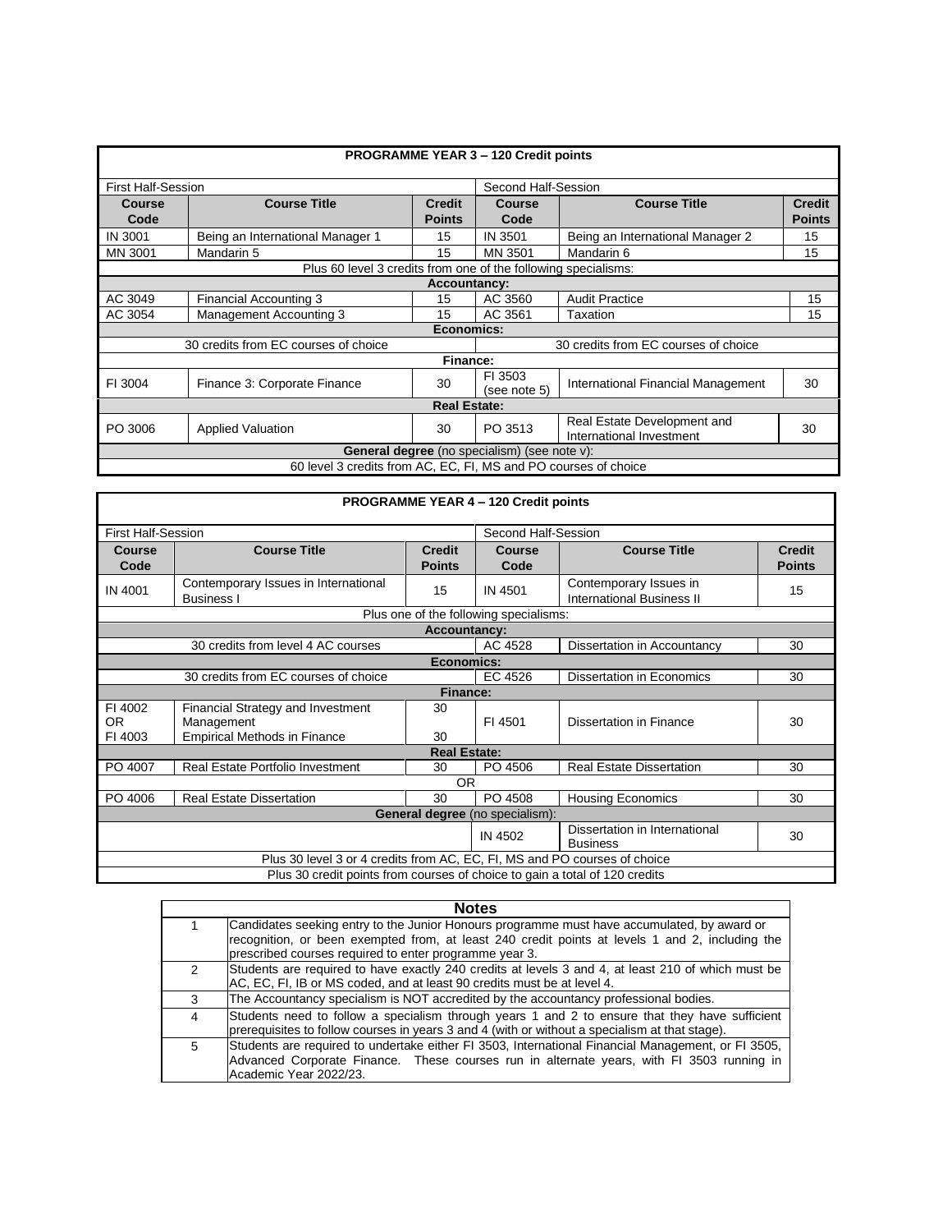| PROGRAMME YEAR 3 – 120 Credit points | | | | | |
|---|---|---|---|---|---|
| First Half-Session | | | Second Half-Session | | |
| **Course Code** | **Course Title** | **Credit Points** | **Course Code** | **Course Title** | **Credit Points** |
| IN 3001 | Being an International Manager 1 | 15 | IN 3501 | Being an International Manager 2 | 15 |
| MN 3001 | Mandarin 5 | 15 | MN 3501 | Mandarin 6 | 15 |
| Plus 60 level 3 credits from one of the following specialisms: | | | | | |
| **Accountancy:** | | | | | |
| AC 3049 | Financial Accounting 3 | 15 | AC 3560 | Audit Practice | 15 |
| AC 3054 | Management Accounting 3 | 15 | AC 3561 | Taxation | 15 |
| **Economics:** | | | | | |
| 30 credits from EC courses of choice | | | 30 credits from EC courses of choice | | |
| **Finance:** | | | | | |
| FI 3004 | Finance 3: Corporate Finance | 30 | FI 3503 (see note 5) | International Financial Management | 30 |
| **Real Estate:** | | | | | |
| PO 3006 | Applied Valuation | 30 | PO 3513 | Real Estate Development and International Investment | 30 |
| **General degree** (no specialism) (see note v): | | | | | |
| 60 level 3 credits from AC, EC, FI, MS and PO courses of choice | | | | | |

| PROGRAMME YEAR 4 – 120 Credit points | | | | | |
|---|---|---|---|---|---|
| First Half-Session | | | Second Half-Session | | |
| **Course Code** | **Course Title** | **Credit Points** | **Course Code** | **Course Title** | **Credit Points** |
| IN 4001 | Contemporary Issues in International Business I | 15 | IN 4501 | Contemporary Issues in International Business II | 15 |
| Plus one of the following specialisms: | | | | | |
| **Accountancy:** | | | | | |
| 30 credits from level 4 AC courses | | | AC 4528 | Dissertation in Accountancy | 30 |
| **Economics:** | | | | | |
| 30 credits from EC courses of choice | | | EC 4526 | Dissertation in Economics | 30 |
| **Finance:** | | | | | |
| FI 4002 OR FI 4003 | Financial Strategy and Investment Management<br>Empirical Methods in Finance | 30<br>30 | FI 4501 | Dissertation in Finance | 30 |
| **Real Estate:** | | | | | |
| PO 4007 | Real Estate Portfolio Investment | 30 | PO 4506 | Real Estate Dissertation | 30 |
| OR | | | | | |
| PO 4006 | Real Estate Dissertation | 30 | PO 4508 | Housing Economics | 30 |
| **General degree** (no specialism): | | | | | |
| | | | IN 4502 | Dissertation in International Business | 30 |
| Plus 30 level 3 or 4 credits from AC, EC, FI, MS and PO courses of choice | | | | | |
| Plus 30 credit points from courses of choice to gain a total of 120 credits | | | | | |

| **Notes** | |
|---|---|
| 1 | Candidates seeking entry to the Junior Honours programme must have accumulated, by award or recognition, or been exempted from, at least 240 credit points at levels 1 and 2, including the prescribed courses required to enter programme year 3. |
| 2 | Students are required to have exactly 240 credits at levels 3 and 4, at least 210 of which must be AC, EC, FI, IB or MS coded, and at least 90 credits must be at level 4. |
| 3 | The Accountancy specialism is NOT accredited by the accountancy professional bodies. |
| 4 | Students need to follow a specialism through years 1 and 2 to ensure that they have sufficient prerequisites to follow courses in years 3 and 4 (with or without a specialism at that stage). |
| 5 | Students are required to undertake either FI 3503, International Financial Management, or FI 3505, Advanced Corporate Finance. These courses run in alternate years, with FI 3503 running in Academic Year 2022/23. |